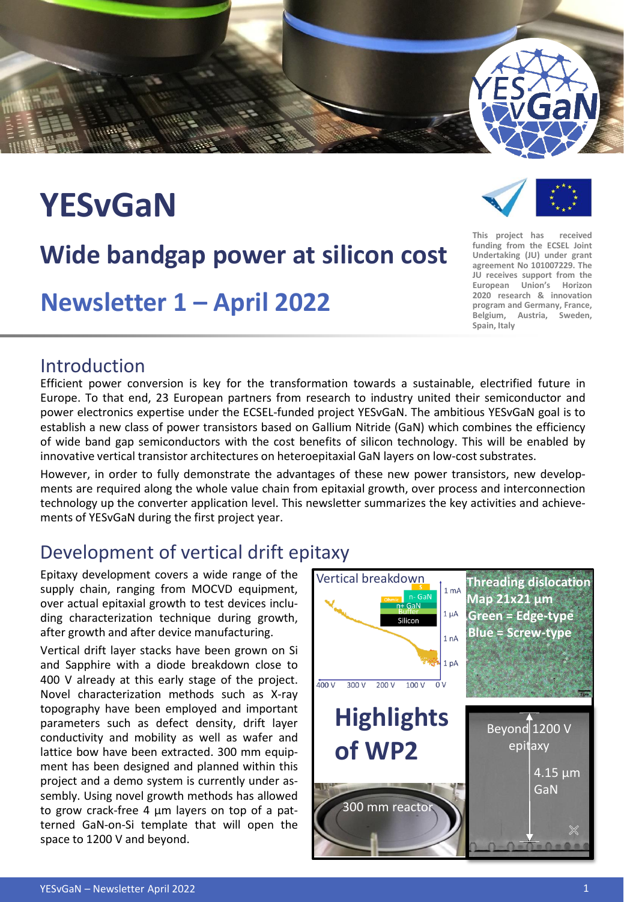# YESvGaN

## Wide bandgap power at silicon cost

## Newsletter 1 – April 2022

This project has received funding from the ECSEL Joint Undertaking (JU) under grant agreement No 101007229. The JU receives support from the European Union's Horizon 2020 research & innovation program and Germany, France, Belgium, Austria, Sweden, Spain, Italy

## Introduction

Efficient power conversion is key for the transformation towards a sustainable, electrified future in Europe. To that end, 23 European partners from research to industry united their semiconductor and power electronics expertise under the ECSEL-funded project YESvGaN. The ambitious YESvGaN goal is to establish a new class of power transistors based on Gallium Nitride (GaN) which combines the efficiency of wide band gap semiconductors with the cost benefits of silicon technology. This will be enabled by innovative vertical transistor architectures on heteroepitaxial GaN layers on low-cost substrates.

However, in order to fully demonstrate the advantages of these new power transistors, new developments are required along the whole value chain from epitaxial growth, over process and interconnection technology up the converter application level. This newsletter summarizes the key activities and achievements of YESvGaN during the first project year.

## Development of vertical drift epitaxy

Epitaxy development covers a wide range of the supply chain, ranging from MOCVD equipment, over actual epitaxial growth to test devices including characterization technique during growth, after growth and after device manufacturing.

Vertical drift layer stacks have been grown on Si and Sapphire with a diode breakdown close to 400 V already at this early stage of the project. Novel characterization methods such as X-ray topography have been employed and important parameters such as defect density, drift layer conductivity and mobility as well as wafer and lattice bow have been extracted. 300 mm equipment has been designed and planned within this project and a demo system is currently under assembly. Using novel growth methods has allowed to grow crack-free 4 µm layers on top of a patterned GaN-on-Si template that will open the space to 1200 V and beyond.

**Highlights of WP2**

Vertical breakdown | Threading dislocation Map 21x21 µm, Green = Edge-type, Blue = Screw-type | 300 mm reactor | Beyond 1200 V epitaxy, 4.15 µm GaN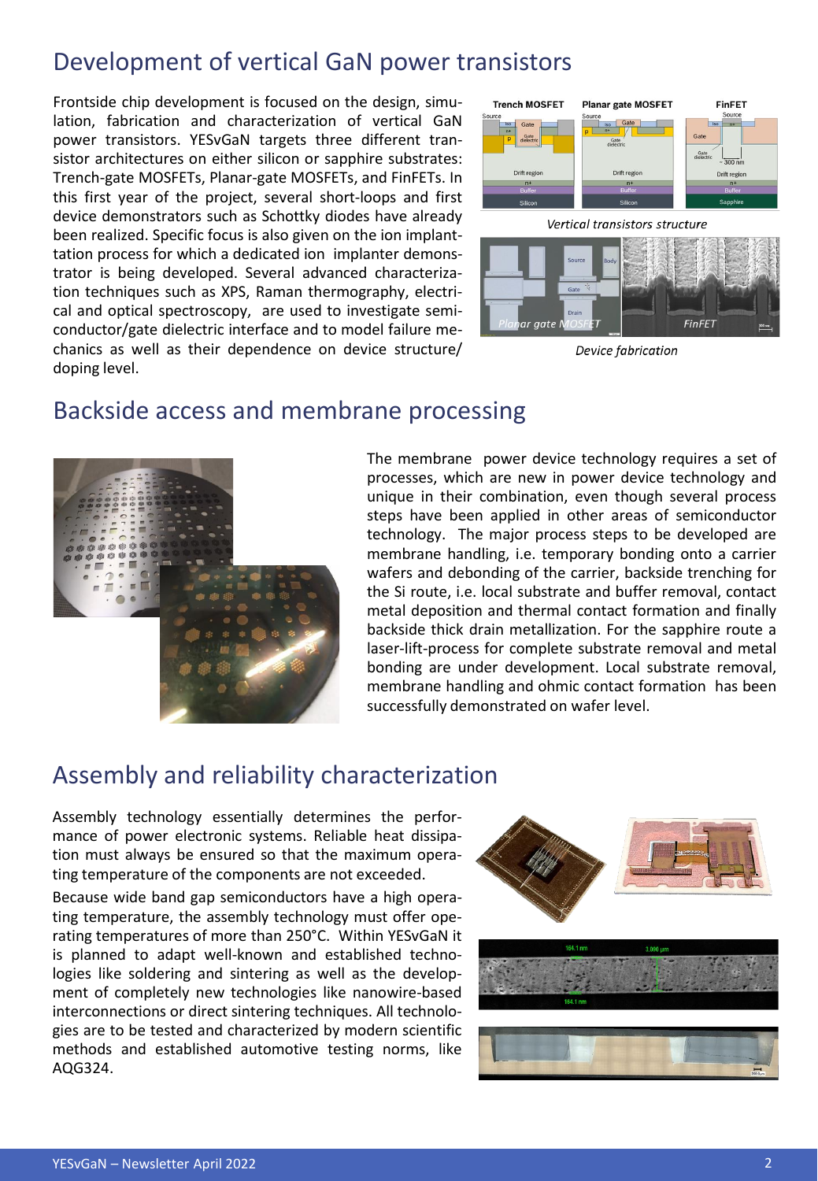## Development of vertical GaN power transistors

Frontside chip development is focused on the design, simulation, fabrication and characterization of vertical GaN power transistors. YESvGaN targets three different transistor architectures on either silicon or sapphire substrates: Trench-gate MOSFETs, Planar-gate MOSFETs, and FinFETs. In this first year of the project, several short-loops and first device demonstrators such as Schottky diodes have already been realized. Specific focus is also given on the ion implantation process for which a dedicated ion implanter demonstrator is being developed. Several advanced characterization techniques such as XPS, Raman thermography, electrical and optical spectroscopy, are used to investigate semiconductor/gate dielectric interface and to model failure mechanics as well as their dependence on device structure/doping level.

*Vertical transistors structure*

*Device fabrication*

## Backside access and membrane processing

The membrane power device technology requires a set of processes, which are new in power device technology and unique in their combination, even though several process steps have been applied in other areas of semiconductor technology. The major process steps to be developed are membrane handling, i.e. temporary bonding onto a carrier wafers and debonding of the carrier, backside trenching for the Si route, i.e. local substrate and buffer removal, contact metal deposition and thermal contact formation and finally backside thick drain metallization. For the sapphire route a laser-lift-process for complete substrate removal and metal bonding are under development. Local substrate removal, membrane handling and ohmic contact formation has been successfully demonstrated on wafer level.

## Assembly and reliability characterization

Assembly technology essentially determines the performance of power electronic systems. Reliable heat dissipation must always be ensured so that the maximum operating temperature of the components are not exceeded.

Because wide band gap semiconductors have a high operating temperature, the assembly technology must offer operating temperatures of more than 250°C. Within YESvGaN it is planned to adapt well-known and established technologies like soldering and sintering as well as the development of completely new technologies like nanowire-based interconnections or direct sintering techniques. All technologies are to be tested and characterized by modern scientific methods and established automotive testing norms, like AQG324.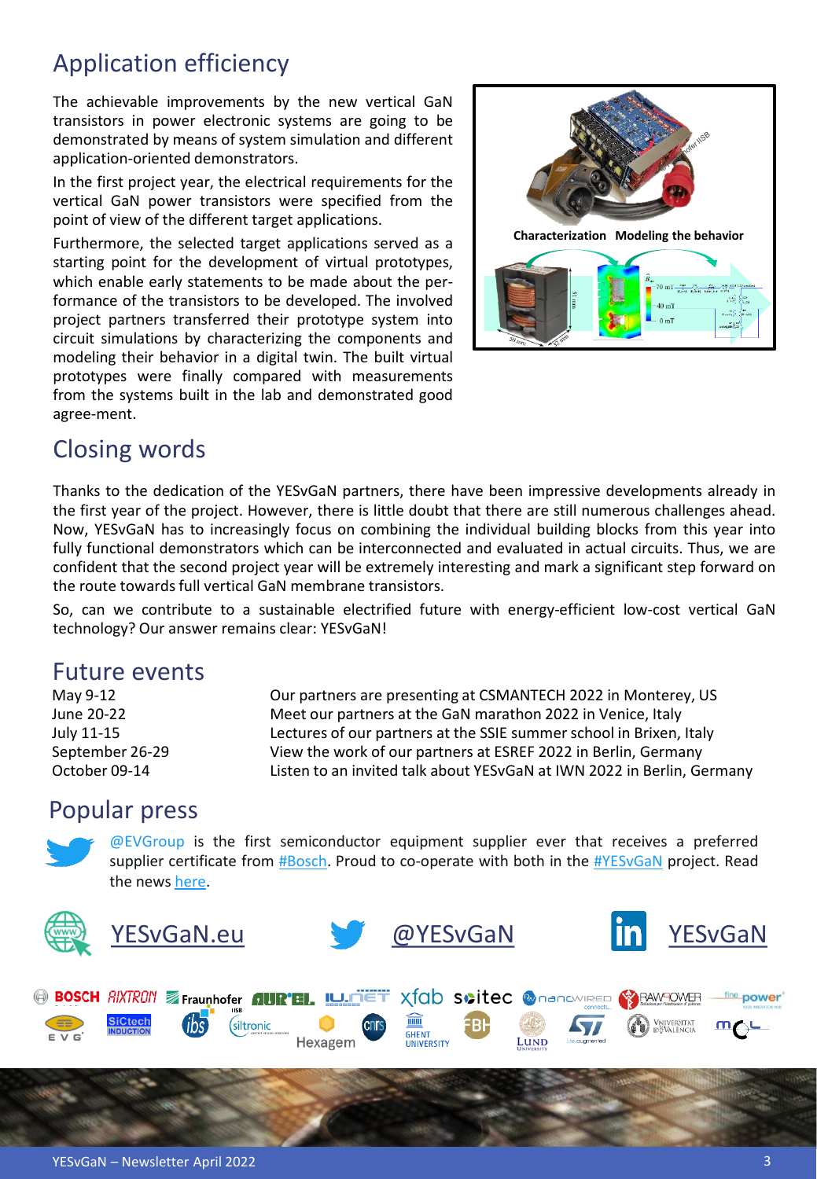## Application efficiency

The achievable improvements by the new vertical GaN transistors in power electronic systems are going to be demonstrated by means of system simulation and different application-oriented demonstrators.

In the first project year, the electrical requirements for the vertical GaN power transistors were specified from the point of view of the different target applications.

Furthermore, the selected target applications served as a starting point for the development of virtual prototypes, which enable early statements to be made about the per-formance of the transistors to be developed. The involved project partners transferred their prototype system into circuit simulations by characterizing the components and modeling their behavior in a digital twin. The built virtual prototypes were finally compared with measurements from the systems built in the lab and demonstrated good agree-ment.

**Characterization** **Modeling the behavior**

## Closing words

Thanks to the dedication of the YESvGaN partners, there have been impressive developments already in the first year of the project. However, there is little doubt that there are still numerous challenges ahead. Now, YESvGaN has to increasingly focus on combining the individual building blocks from this year into fully functional demonstrators which can be interconnected and evaluated in actual circuits. Thus, we are confident that the second project year will be extremely interesting and mark a significant step forward on the route towards full vertical GaN membrane transistors.

So, can we contribute to a sustainable electrified future with energy-efficient low-cost vertical GaN technology? Our answer remains clear: YESvGaN!

## Future events

| | |
|---|---|
| May 9-12 | Our partners are presenting at CSMANTECH 2022 in Monterey, US |
| June 20-22 | Meet our partners at the GaN marathon 2022 in Venice, Italy |
| July 11-15 | Lectures of our partners at the SSIE summer school in Brixen, Italy |
| September 26-29 | View the work of our partners at ESREF 2022 in Berlin, Germany |
| October 09-14 | Listen to an invited talk about YESvGaN at IWN 2022 in Berlin, Germany |

## Popular press

@EVGroup is the first semiconductor equipment supplier ever that receives a preferred supplier certificate from #Bosch. Proud to co-operate with both in the #YESvGaN project. Read the news here.

YESvGaN.eu @YESvGaN YESvGaN